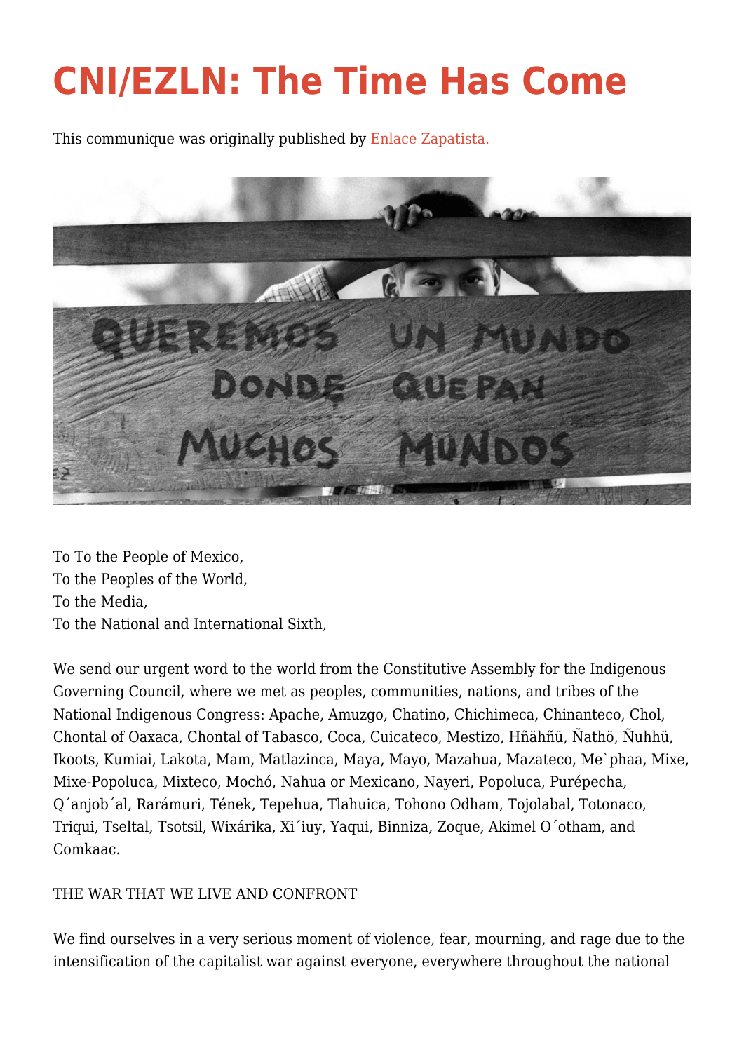# CNI/EZLN: The Time Has Come

This communique was originally published by Enlace Zapatista.

To To the People of Mexico,
To the Peoples of the World,
To the Media,
To the National and International Sixth,

We send our urgent word to the world from the Constitutive Assembly for the Indigenous Governing Council, where we met as peoples, communities, nations, and tribes of the National Indigenous Congress: Apache, Amuzgo, Chatino, Chichimeca, Chinanteco, Chol, Chontal of Oaxaca, Chontal of Tabasco, Coca, Cuicateco, Mestizo, Hñähñü, Ñathö, Ñuhhü, Ikoots, Kumiai, Lakota, Mam, Matlazinca, Maya, Mayo, Mazahua, Mazateco, Me`phaa, Mixe, Mixe-Popoluca, Mixteco, Mochó, Nahua or Mexicano, Nayeri, Popoluca, Purépecha, Q´anjob´al, Rarámuri, Tének, Tepehua, Tlahuica, Tohono Odham, Tojolabal, Totonaco, Triqui, Tseltal, Tsotsil, Wixárika, Xi´iuy, Yaqui, Binniza, Zoque, Akimel O´otham, and Comkaac.

THE WAR THAT WE LIVE AND CONFRONT

We find ourselves in a very serious moment of violence, fear, mourning, and rage due to the intensification of the capitalist war against everyone, everywhere throughout the national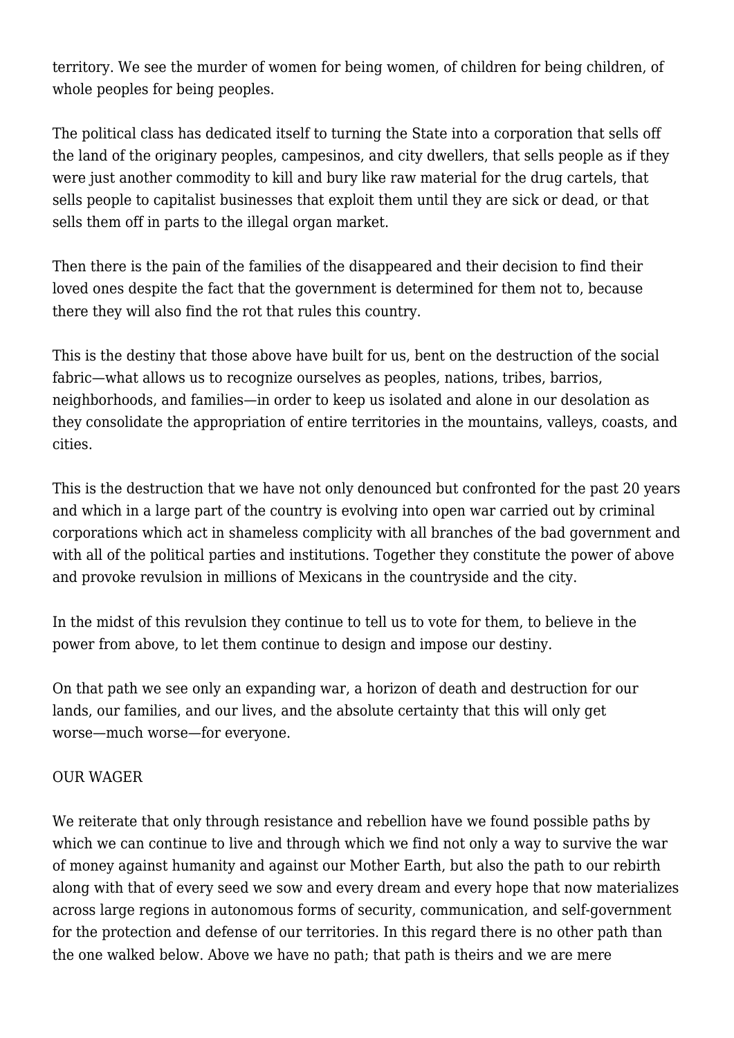territory. We see the murder of women for being women, of children for being children, of whole peoples for being peoples.

The political class has dedicated itself to turning the State into a corporation that sells off the land of the originary peoples, campesinos, and city dwellers, that sells people as if they were just another commodity to kill and bury like raw material for the drug cartels, that sells people to capitalist businesses that exploit them until they are sick or dead, or that sells them off in parts to the illegal organ market.

Then there is the pain of the families of the disappeared and their decision to find their loved ones despite the fact that the government is determined for them not to, because there they will also find the rot that rules this country.

This is the destiny that those above have built for us, bent on the destruction of the social fabric—what allows us to recognize ourselves as peoples, nations, tribes, barrios, neighborhoods, and families—in order to keep us isolated and alone in our desolation as they consolidate the appropriation of entire territories in the mountains, valleys, coasts, and cities.

This is the destruction that we have not only denounced but confronted for the past 20 years and which in a large part of the country is evolving into open war carried out by criminal corporations which act in shameless complicity with all branches of the bad government and with all of the political parties and institutions. Together they constitute the power of above and provoke revulsion in millions of Mexicans in the countryside and the city.

In the midst of this revulsion they continue to tell us to vote for them, to believe in the power from above, to let them continue to design and impose our destiny.

On that path we see only an expanding war, a horizon of death and destruction for our lands, our families, and our lives, and the absolute certainty that this will only get worse—much worse—for everyone.

OUR WAGER

We reiterate that only through resistance and rebellion have we found possible paths by which we can continue to live and through which we find not only a way to survive the war of money against humanity and against our Mother Earth, but also the path to our rebirth along with that of every seed we sow and every dream and every hope that now materializes across large regions in autonomous forms of security, communication, and self-government for the protection and defense of our territories. In this regard there is no other path than the one walked below. Above we have no path; that path is theirs and we are mere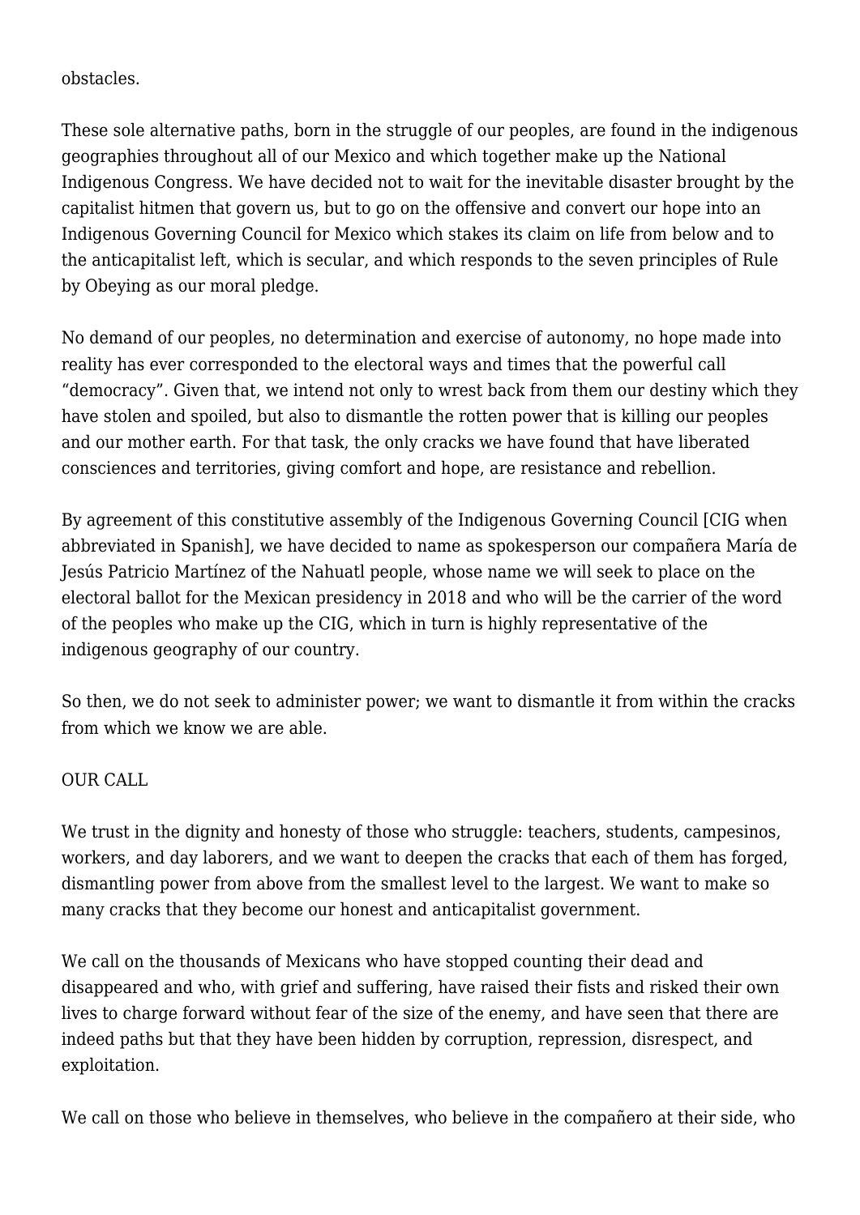obstacles.

These sole alternative paths, born in the struggle of our peoples, are found in the indigenous geographies throughout all of our Mexico and which together make up the National Indigenous Congress. We have decided not to wait for the inevitable disaster brought by the capitalist hitmen that govern us, but to go on the offensive and convert our hope into an Indigenous Governing Council for Mexico which stakes its claim on life from below and to the anticapitalist left, which is secular, and which responds to the seven principles of Rule by Obeying as our moral pledge.

No demand of our peoples, no determination and exercise of autonomy, no hope made into reality has ever corresponded to the electoral ways and times that the powerful call "democracy". Given that, we intend not only to wrest back from them our destiny which they have stolen and spoiled, but also to dismantle the rotten power that is killing our peoples and our mother earth. For that task, the only cracks we have found that have liberated consciences and territories, giving comfort and hope, are resistance and rebellion.

By agreement of this constitutive assembly of the Indigenous Governing Council [CIG when abbreviated in Spanish], we have decided to name as spokesperson our compañera María de Jesús Patricio Martínez of the Nahuatl people, whose name we will seek to place on the electoral ballot for the Mexican presidency in 2018 and who will be the carrier of the word of the peoples who make up the CIG, which in turn is highly representative of the indigenous geography of our country.

So then, we do not seek to administer power; we want to dismantle it from within the cracks from which we know we are able.

OUR CALL

We trust in the dignity and honesty of those who struggle: teachers, students, campesinos, workers, and day laborers, and we want to deepen the cracks that each of them has forged, dismantling power from above from the smallest level to the largest. We want to make so many cracks that they become our honest and anticapitalist government.

We call on the thousands of Mexicans who have stopped counting their dead and disappeared and who, with grief and suffering, have raised their fists and risked their own lives to charge forward without fear of the size of the enemy, and have seen that there are indeed paths but that they have been hidden by corruption, repression, disrespect, and exploitation.

We call on those who believe in themselves, who believe in the compañero at their side, who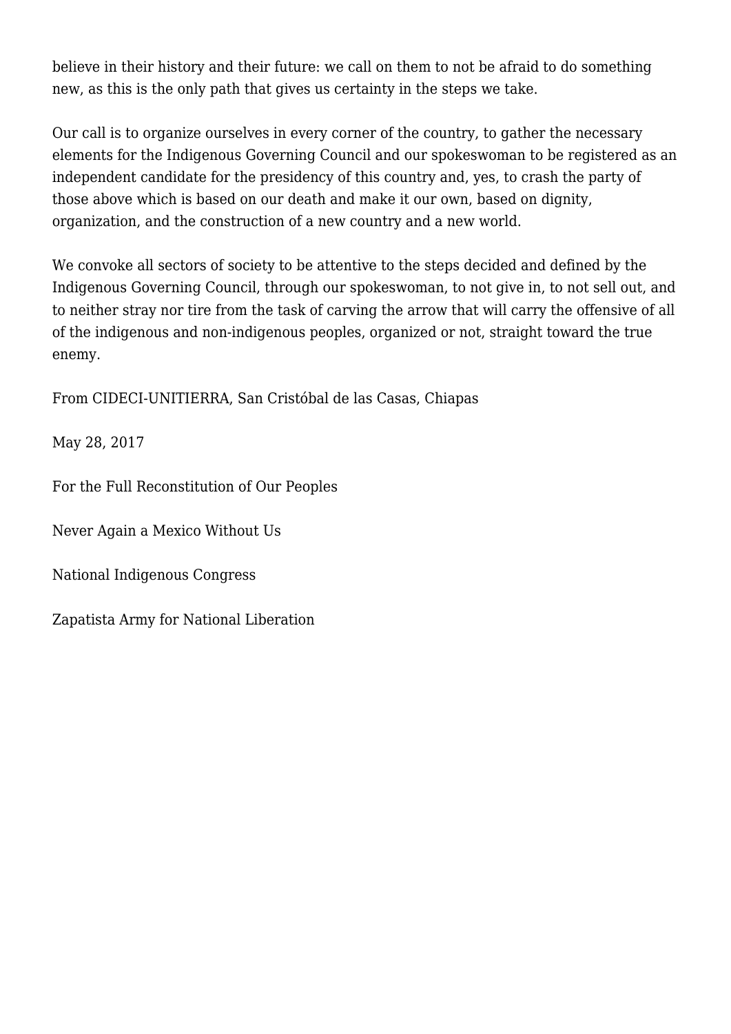believe in their history and their future: we call on them to not be afraid to do something new, as this is the only path that gives us certainty in the steps we take.

Our call is to organize ourselves in every corner of the country, to gather the necessary elements for the Indigenous Governing Council and our spokeswoman to be registered as an independent candidate for the presidency of this country and, yes, to crash the party of those above which is based on our death and make it our own, based on dignity, organization, and the construction of a new country and a new world.

We convoke all sectors of society to be attentive to the steps decided and defined by the Indigenous Governing Council, through our spokeswoman, to not give in, to not sell out, and to neither stray nor tire from the task of carving the arrow that will carry the offensive of all of the indigenous and non-indigenous peoples, organized or not, straight toward the true enemy.

From CIDECI-UNITIERRA, San Cristóbal de las Casas, Chiapas

May 28, 2017

For the Full Reconstitution of Our Peoples

Never Again a Mexico Without Us

National Indigenous Congress

Zapatista Army for National Liberation